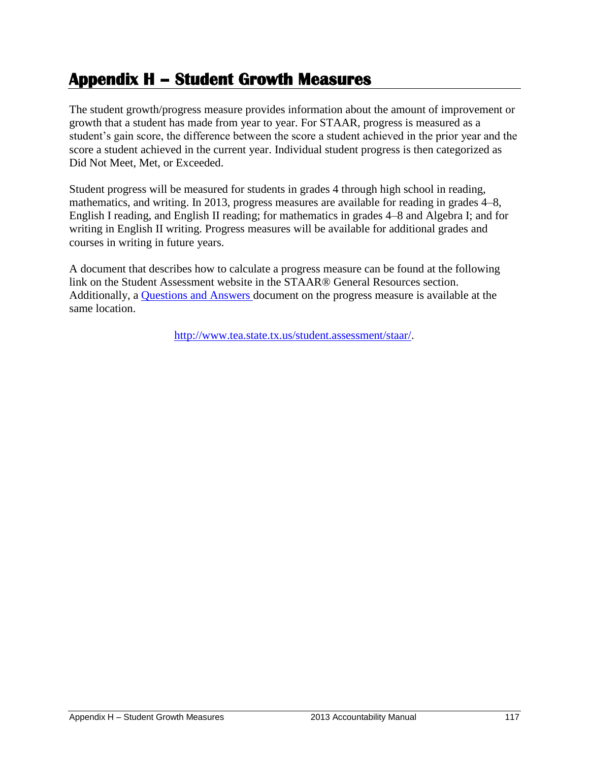# Appendix H – Student Growth Measures

The student growth/progress measure provides information about the amount of improvement or growth that a student has made from year to year. For STAAR, progress is measured as a student's gain score, the difference between the score a student achieved in the prior year and the score a student achieved in the current year. Individual student progress is then categorized as Did Not Meet, Met, or Exceeded.

Student progress will be measured for students in grades 4 through high school in reading, mathematics, and writing. In 2013, progress measures are available for reading in grades 4–8, English I reading, and English II reading; for mathematics in grades 4–8 and Algebra I; and for writing in English II writing. Progress measures will be available for additional grades and courses in writing in future years.

A document that describes how to calculate a progress measure can be found at the following link on the Student Assessment website in the STAAR® General Resources section. Additionally, a [Questions and Answers](http://www.tea.state.tx.us/student.assessment/staar/) document on the progress measure is available at the same location.

http://www.tea.state.tx.us/student.assessment/staar/.